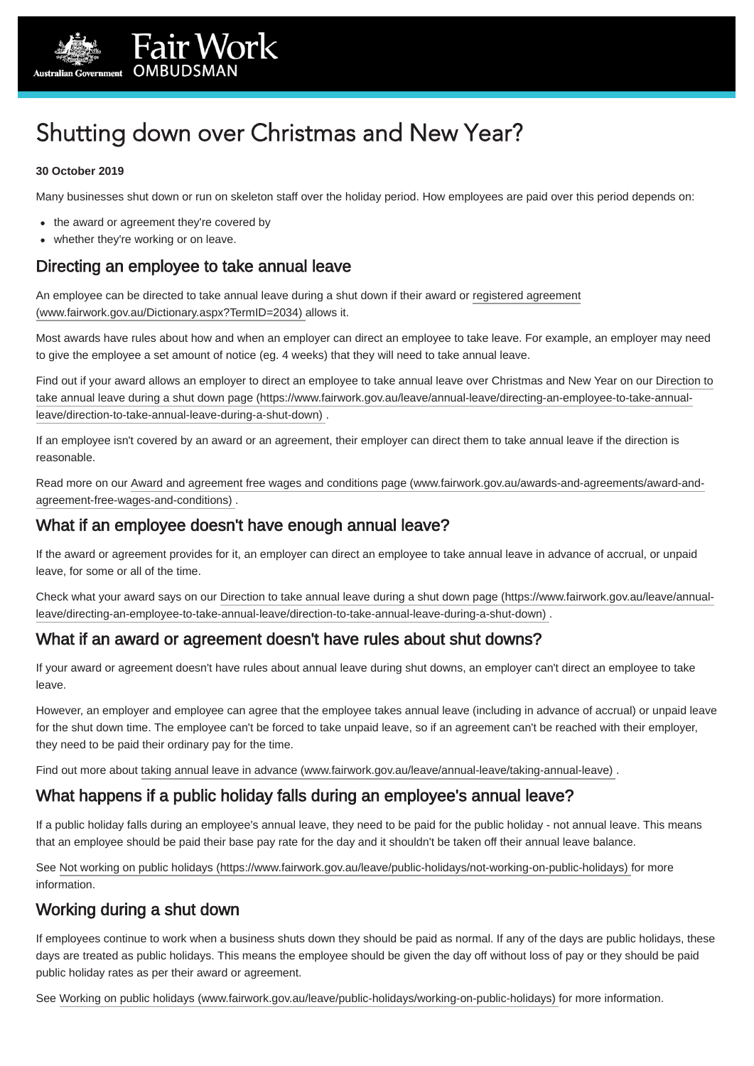# Shutting down over Christmas and New Year?

**30 October 2019**

Many businesses shut down or run on skeleton staff over the holiday period. How employees are paid over this period depends on:

- the award or agreement they're covered by
- whether they're working or on leave.

## Directing an employee to take annual leave

An employee can be directed to take annual leave during a shut down if their award or registered agreement (www.fairwork.gov.au/Dictionary.aspx?TermID=2034) allows it.

Most awards have rules about how and when an employer can direct an employee to take leave. For example, an employer may need to give the employee a set amount of notice (eg. 4 weeks) that they will need to take annual leave.

Find out if your award allows an employer to direct an employee to take annual leave over Christmas and New Year on our Direction to take annual leave during a shut down page (https://www.fairwork.gov.au/leave/annual-leave/directing-an-employee-to-take-annual-leave/direction-to-take-annual-leave-during-a-shut-down) .

If an employee isn't covered by an award or an agreement, their employer can direct them to take annual leave if the direction is reasonable.

Read more on our Award and agreement free wages and conditions page (www.fairwork.gov.au/awards-and-agreements/award-and-agreement-free-wages-and-conditions) .

## What if an employee doesn't have enough annual leave?

If the award or agreement provides for it, an employer can direct an employee to take annual leave in advance of accrual, or unpaid leave, for some or all of the time.

Check what your award says on our Direction to take annual leave during a shut down page (https://www.fairwork.gov.au/leave/annual-leave/directing-an-employee-to-take-annual-leave/direction-to-take-annual-leave-during-a-shut-down) .

## What if an award or agreement doesn't have rules about shut downs?

If your award or agreement doesn't have rules about annual leave during shut downs, an employer can't direct an employee to take leave.

However, an employer and employee can agree that the employee takes annual leave (including in advance of accrual) or unpaid leave for the shut down time. The employee can't be forced to take unpaid leave, so if an agreement can't be reached with their employer, they need to be paid their ordinary pay for the time.

Find out more about taking annual leave in advance (www.fairwork.gov.au/leave/annual-leave/taking-annual-leave) .

## What happens if a public holiday falls during an employee's annual leave?

If a public holiday falls during an employee's annual leave, they need to be paid for the public holiday - not annual leave. This means that an employee should be paid their base pay rate for the day and it shouldn't be taken off their annual leave balance.

See Not working on public holidays (https://www.fairwork.gov.au/leave/public-holidays/not-working-on-public-holidays) for more information.

## Working during a shut down

If employees continue to work when a business shuts down they should be paid as normal. If any of the days are public holidays, these days are treated as public holidays. This means the employee should be given the day off without loss of pay or they should be paid public holiday rates as per their award or agreement.

See Working on public holidays (www.fairwork.gov.au/leave/public-holidays/working-on-public-holidays) for more information.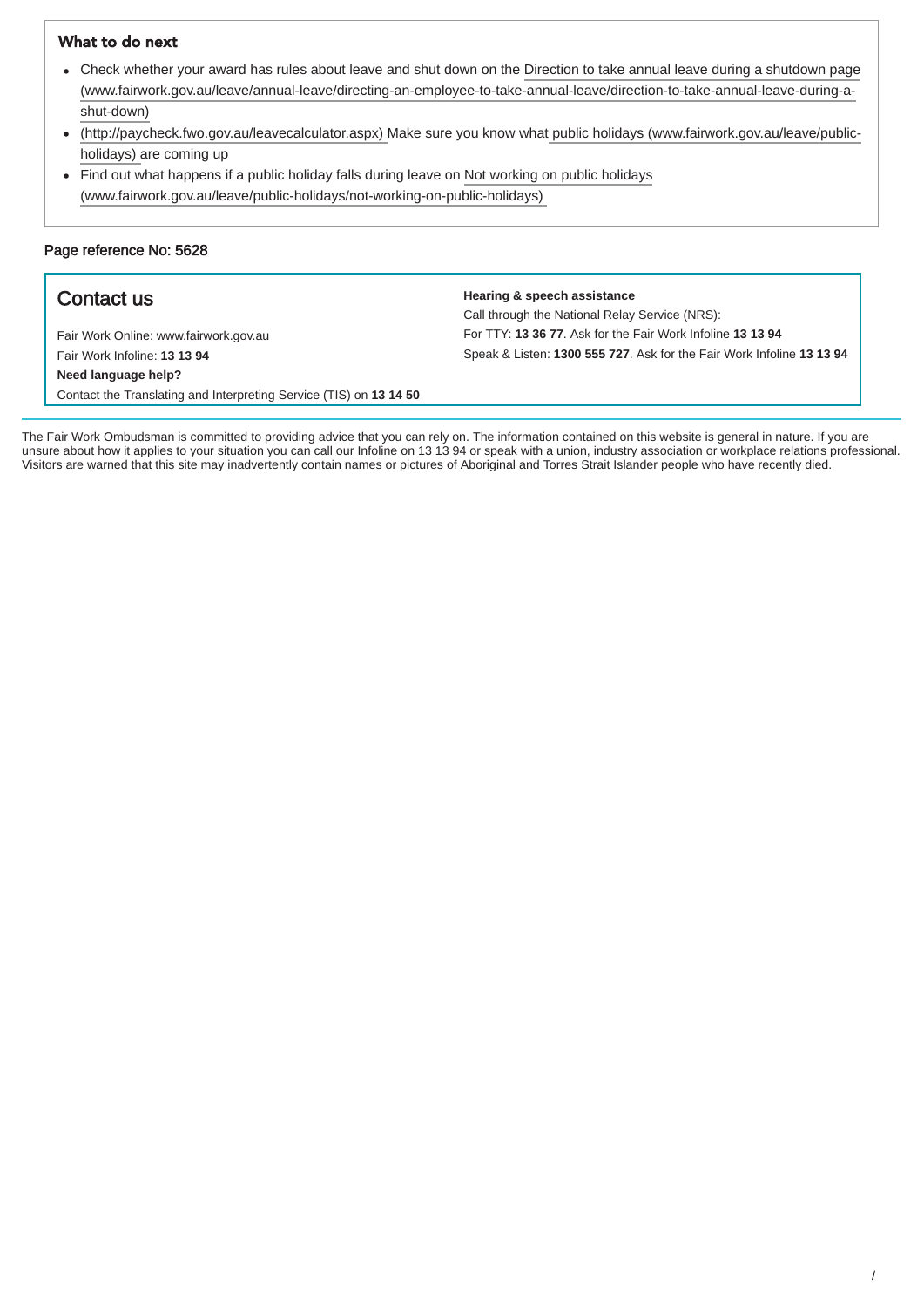### What to do next

- Check whether your award has rules about leave and shut down on the Direction to take annual leave during a shutdown page (www.fairwork.gov.au/leave/annual-leave/directing-an-employee-to-take-annual-leave/direction-to-take-annual-leave-during-a-shut-down)
- (http://paycheck.fwo.gov.au/leavecalculator.aspx) Make sure you know what public holidays (www.fairwork.gov.au/leave/public-holidays) are coming up
- Find out what happens if a public holiday falls during leave on Not working on public holidays (www.fairwork.gov.au/leave/public-holidays/not-working-on-public-holidays)

Page reference No: 5628

## Contact us

Fair Work Online: www.fairwork.gov.au

Fair Work Infoline: **13 13 94**

**Need language help?**

Contact the Translating and Interpreting Service (TIS) on **13 14 50**

**Hearing & speech assistance**

Call through the National Relay Service (NRS):

For TTY: **13 36 77**. Ask for the Fair Work Infoline **13 13 94**

Speak & Listen: **1300 555 727**. Ask for the Fair Work Infoline **13 13 94**

The Fair Work Ombudsman is committed to providing advice that you can rely on. The information contained on this website is general in nature. If you are unsure about how it applies to your situation you can call our Infoline on 13 13 94 or speak with a union, industry association or workplace relations professional. Visitors are warned that this site may inadvertently contain names or pictures of Aboriginal and Torres Strait Islander people who have recently died.